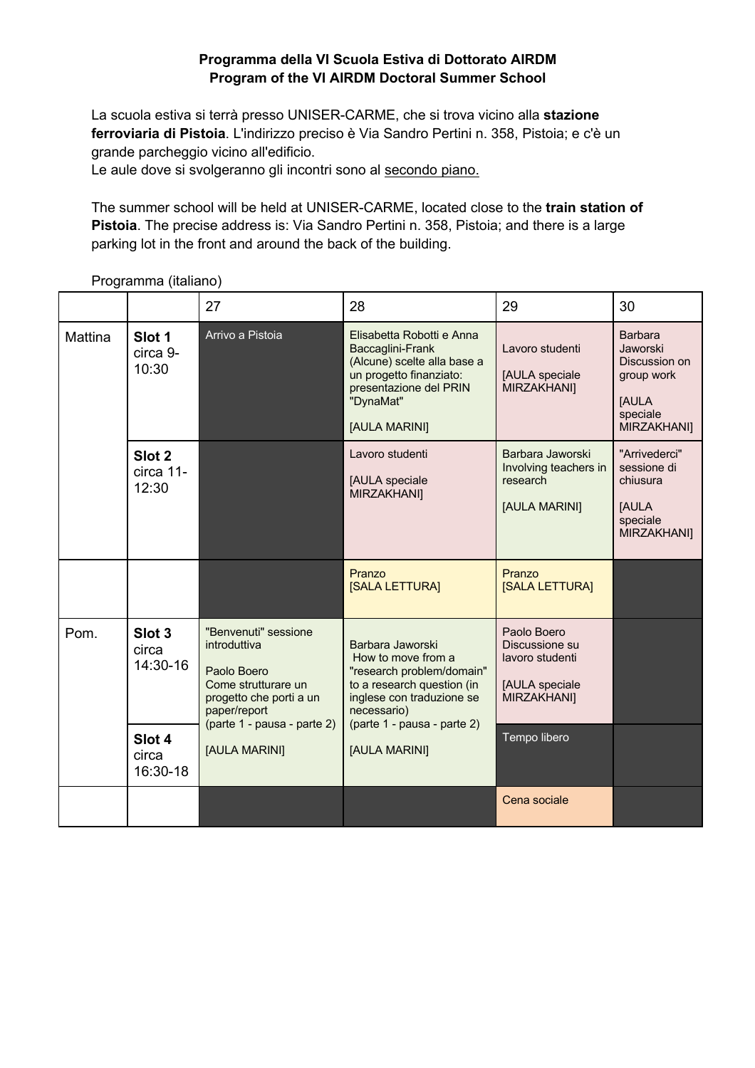**Programma della VI Scuola Estiva di Dottorato AIRDM**
**Program of the VI AIRDM Doctoral Summer School**

La scuola estiva si terrà presso UNISER-CARME, che si trova vicino alla **stazione ferroviaria di Pistoia**. L'indirizzo preciso è Via Sandro Pertini n. 358, Pistoia; e c'è un grande parcheggio vicino all'edificio.
Le aule dove si svolgeranno gli incontri sono al secondo piano.

The summer school will be held at UNISER-CARME, located close to the **train station of Pistoia**. The precise address is: Via Sandro Pertini n. 358, Pistoia; and there is a large parking lot in the front and around the back of the building.

Programma (italiano)

| | | 27 | 28 | 29 | 30 |
|---|---|---|---|---|---|
| Mattina | **Slot 1** circa 9-10:30 | Arrivo a Pistoia | Elisabetta Robotti e Anna Baccaglini-Frank (Alcune) scelte alla base a un progetto finanziato: presentazione del PRIN "DynaMat" [AULA MARINI] | Lavoro studenti [AULA speciale MIRZAKHANI] | Barbara Jaworski Discussion on group work [AULA speciale MIRZAKHANI] |
| | **Slot 2** circa 11-12:30 | | Lavoro studenti [AULA speciale MIRZAKHANI] | Barbara Jaworski Involving teachers in research [AULA MARINI] | "Arrivederci" sessione di chiusura [AULA speciale MIRZAKHANI] |
| | | | Pranzo [SALA LETTURA] | Pranzo [SALA LETTURA] | |
| Pom. | **Slot 3** circa 14:30-16 | "Benvenuti" sessione introduttiva Paolo Boero Come strutturare un progetto che porti a un paper/report (parte 1 - pausa - parte 2) [AULA MARINI] | Barbara Jaworski How to move from a "research problem/domain" to a research question (in inglese con traduzione se necessario) (parte 1 - pausa - parte 2) [AULA MARINI] | Paolo Boero Discussione su lavoro studenti [AULA speciale MIRZAKHANI] | |
| | **Slot 4** circa 16:30-18 | | | Tempo libero | |
| | | | | Cena sociale | |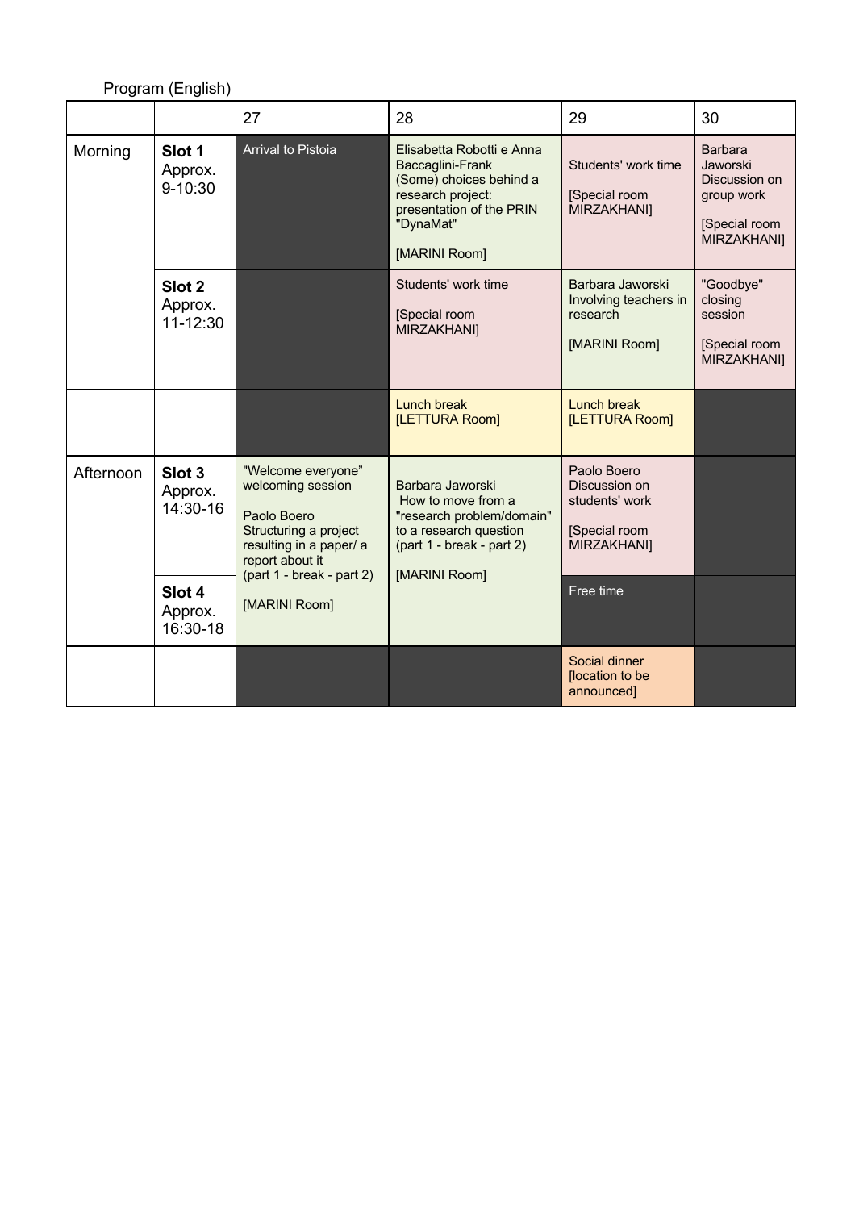Program (English)

| | | 27 | 28 | 29 | 30 |
|---|---|---|---|---|---|
| Morning | **Slot 1** Approx. 9-10:30 | Arrival to Pistoia | Elisabetta Robotti e Anna Baccaglini-Frank (Some) choices behind a research project: presentation of the PRIN "DynaMat" [MARINI Room] | Students' work time [Special room MIRZAKHANI] | Barbara Jaworski Discussion on group work [Special room MIRZAKHANI] |
| | **Slot 2** Approx. 11-12:30 | | Students' work time [Special room MIRZAKHANI] | Barbara Jaworski Involving teachers in research [MARINI Room] | "Goodbye" closing session [Special room MIRZAKHANI] |
| | | | Lunch break [LETTURA Room] | Lunch break [LETTURA Room] | |
| Afternoon | **Slot 3** Approx. 14:30-16 | "Welcome everyone" welcoming session Paolo Boero Structuring a project resulting in a paper/ a report about it (part 1 - break - part 2) [MARINI Room] | Barbara Jaworski How to move from a "research problem/domain" to a research question (part 1 - break - part 2) [MARINI Room] | Paolo Boero Discussion on students' work [Special room MIRZAKHANI] | |
| | **Slot 4** Approx. 16:30-18 | | | Free time | |
| | | | | Social dinner [location to be announced] | |